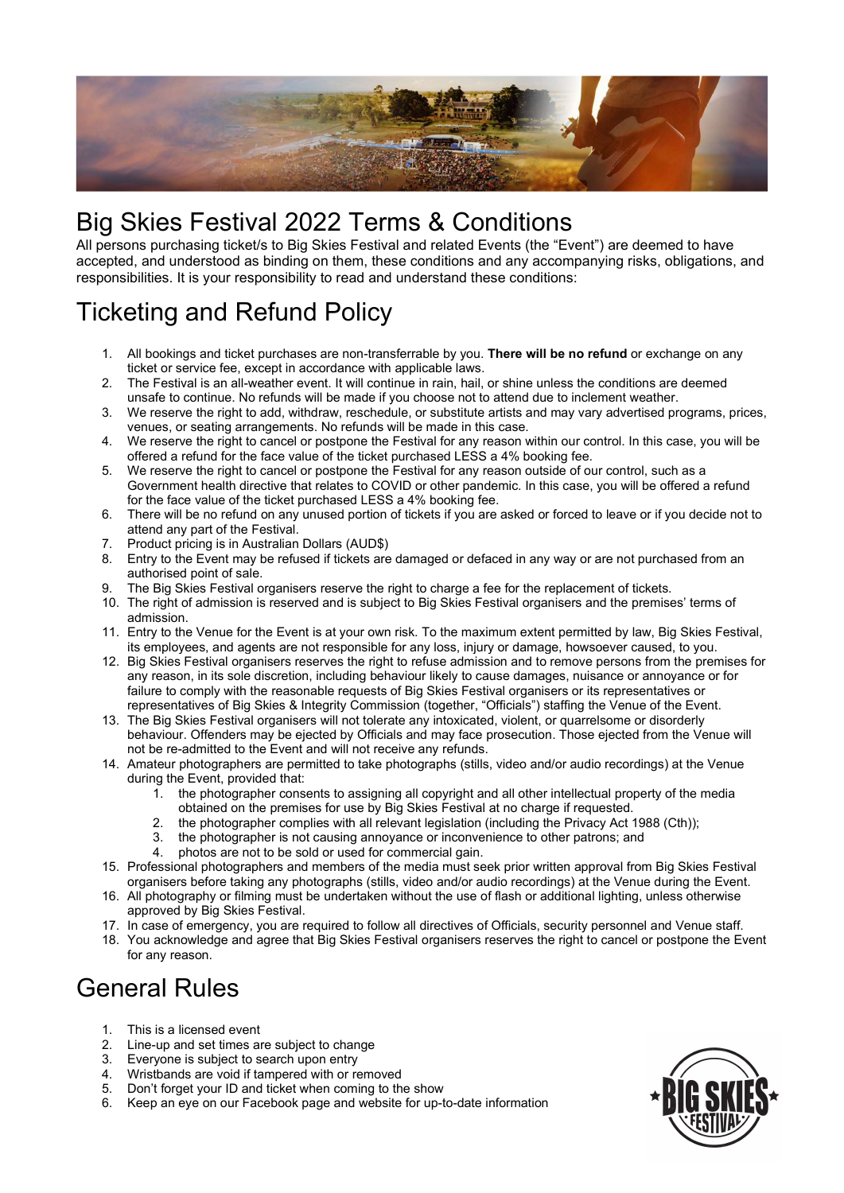# Big Skies Festival 2022 Terms & Conditions

All persons purchasing ticket/s to Big Skies Festival and related Events (the "Event") are deemed to have accepted, and understood as binding on them, these conditions and any accompanying risks, obligations, and responsibilities. It is your responsibility to read and understand these conditions:

## Ticketing and Refund Policy

1. All bookings and ticket purchases are non-transferrable by you. **There will be no refund** or exchange on any ticket or service fee, except in accordance with applicable laws.
2. The Festival is an all-weather event. It will continue in rain, hail, or shine unless the conditions are deemed unsafe to continue. No refunds will be made if you choose not to attend due to inclement weather.
3. We reserve the right to add, withdraw, reschedule, or substitute artists and may vary advertised programs, prices, venues, or seating arrangements. No refunds will be made in this case.
4. We reserve the right to cancel or postpone the Festival for any reason within our control. In this case, you will be offered a refund for the face value of the ticket purchased LESS a 4% booking fee.
5. We reserve the right to cancel or postpone the Festival for any reason outside of our control, such as a Government health directive that relates to COVID or other pandemic. In this case, you will be offered a refund for the face value of the ticket purchased LESS a 4% booking fee.
6. There will be no refund on any unused portion of tickets if you are asked or forced to leave or if you decide not to attend any part of the Festival.
7. Product pricing is in Australian Dollars (AUD$)
8. Entry to the Event may be refused if tickets are damaged or defaced in any way or are not purchased from an authorised point of sale.
9. The Big Skies Festival organisers reserve the right to charge a fee for the replacement of tickets.
10. The right of admission is reserved and is subject to Big Skies Festival organisers and the premises' terms of admission.
11. Entry to the Venue for the Event is at your own risk. To the maximum extent permitted by law, Big Skies Festival, its employees, and agents are not responsible for any loss, injury or damage, howsoever caused, to you.
12. Big Skies Festival organisers reserves the right to refuse admission and to remove persons from the premises for any reason, in its sole discretion, including behaviour likely to cause damages, nuisance or annoyance or for failure to comply with the reasonable requests of Big Skies Festival organisers or its representatives or representatives of Big Skies & Integrity Commission (together, "Officials") staffing the Venue of the Event.
13. The Big Skies Festival organisers will not tolerate any intoxicated, violent, or quarrelsome or disorderly behaviour. Offenders may be ejected by Officials and may face prosecution. Those ejected from the Venue will not be re-admitted to the Event and will not receive any refunds.
14. Amateur photographers are permitted to take photographs (stills, video and/or audio recordings) at the Venue during the Event, provided that:
    1. the photographer consents to assigning all copyright and all other intellectual property of the media obtained on the premises for use by Big Skies Festival at no charge if requested.
    2. the photographer complies with all relevant legislation (including the Privacy Act 1988 (Cth));
    3. the photographer is not causing annoyance or inconvenience to other patrons; and
    4. photos are not to be sold or used for commercial gain.
15. Professional photographers and members of the media must seek prior written approval from Big Skies Festival organisers before taking any photographs (stills, video and/or audio recordings) at the Venue during the Event.
16. All photography or filming must be undertaken without the use of flash or additional lighting, unless otherwise approved by Big Skies Festival.
17. In case of emergency, you are required to follow all directives of Officials, security personnel and Venue staff.
18. You acknowledge and agree that Big Skies Festival organisers reserves the right to cancel or postpone the Event for any reason.

## General Rules

1. This is a licensed event
2. Line-up and set times are subject to change
3. Everyone is subject to search upon entry
4. Wristbands are void if tampered with or removed
5. Don't forget your ID and ticket when coming to the show
6. Keep an eye on our Facebook page and website for up-to-date information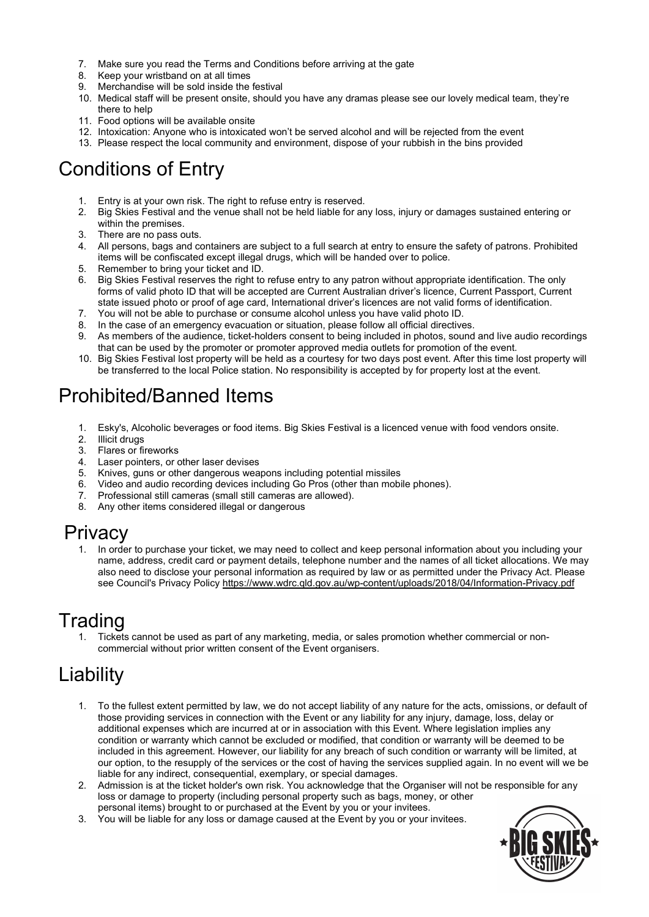7. Make sure you read the Terms and Conditions before arriving at the gate
8. Keep your wristband on at all times
9. Merchandise will be sold inside the festival
10. Medical staff will be present onsite, should you have any dramas please see our lovely medical team, they're there to help
11. Food options will be available onsite
12. Intoxication: Anyone who is intoxicated won't be served alcohol and will be rejected from the event
13. Please respect the local community and environment, dispose of your rubbish in the bins provided

# Conditions of Entry

1. Entry is at your own risk. The right to refuse entry is reserved.
2. Big Skies Festival and the venue shall not be held liable for any loss, injury or damages sustained entering or within the premises.
3. There are no pass outs.
4. All persons, bags and containers are subject to a full search at entry to ensure the safety of patrons. Prohibited items will be confiscated except illegal drugs, which will be handed over to police.
5. Remember to bring your ticket and ID.
6. Big Skies Festival reserves the right to refuse entry to any patron without appropriate identification. The only forms of valid photo ID that will be accepted are Current Australian driver's licence, Current Passport, Current state issued photo or proof of age card, International driver's licences are not valid forms of identification.
7. You will not be able to purchase or consume alcohol unless you have valid photo ID.
8. In the case of an emergency evacuation or situation, please follow all official directives.
9. As members of the audience, ticket-holders consent to being included in photos, sound and live audio recordings that can be used by the promoter or promoter approved media outlets for promotion of the event.
10. Big Skies Festival lost property will be held as a courtesy for two days post event. After this time lost property will be transferred to the local Police station. No responsibility is accepted by for property lost at the event.

# Prohibited/Banned Items

1. Esky's, Alcoholic beverages or food items. Big Skies Festival is a licenced venue with food vendors onsite.
2. Illicit drugs
3. Flares or fireworks
4. Laser pointers, or other laser devises
5. Knives, guns or other dangerous weapons including potential missiles
6. Video and audio recording devices including Go Pros (other than mobile phones).
7. Professional still cameras (small still cameras are allowed).
8. Any other items considered illegal or dangerous

# Privacy

1. In order to purchase your ticket, we may need to collect and keep personal information about you including your name, address, credit card or payment details, telephone number and the names of all ticket allocations. We may also need to disclose your personal information as required by law or as permitted under the Privacy Act. Please see Council's Privacy Policy https://www.wdrc.qld.gov.au/wp-content/uploads/2018/04/Information-Privacy.pdf

# Trading

1. Tickets cannot be used as part of any marketing, media, or sales promotion whether commercial or non-commercial without prior written consent of the Event organisers.

# Liability

1. To the fullest extent permitted by law, we do not accept liability of any nature for the acts, omissions, or default of those providing services in connection with the Event or any liability for any injury, damage, loss, delay or additional expenses which are incurred at or in association with this Event. Where legislation implies any condition or warranty which cannot be excluded or modified, that condition or warranty will be deemed to be included in this agreement. However, our liability for any breach of such condition or warranty will be limited, at our option, to the resupply of the services or the cost of having the services supplied again. In no event will we be liable for any indirect, consequential, exemplary, or special damages.
2. Admission is at the ticket holder's own risk. You acknowledge that the Organiser will not be responsible for any loss or damage to property (including personal property such as bags, money, or other personal items) brought to or purchased at the Event by you or your invitees.
3. You will be liable for any loss or damage caused at the Event by you or your invitees.

BIG SKIES FESTIVAL